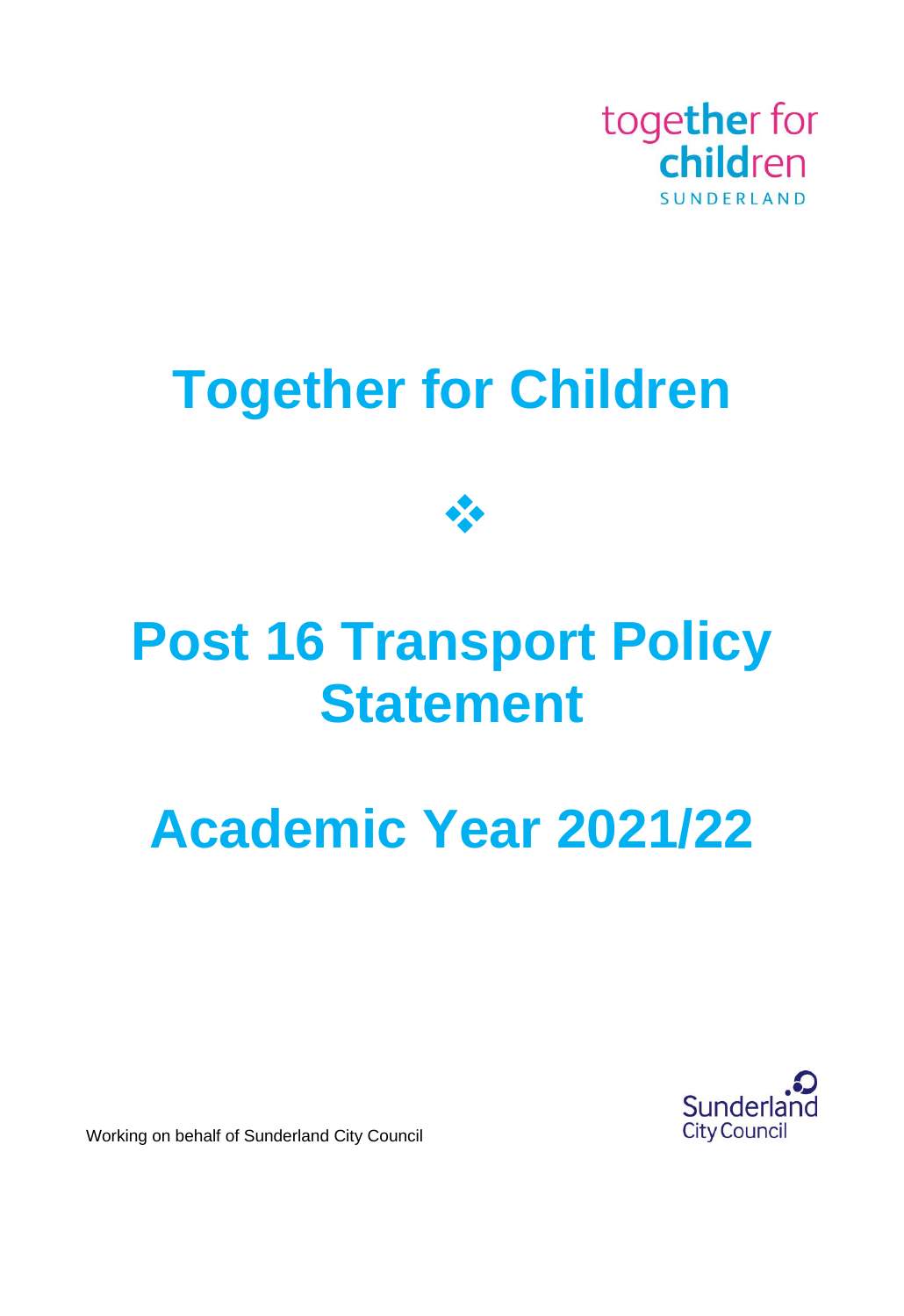together for children
SUNDERLAND

# Together for Children

❖

# Post 16 Transport Policy Statement

# Academic Year 2021/22

Working on behalf of Sunderland City Council

Sunderland City Council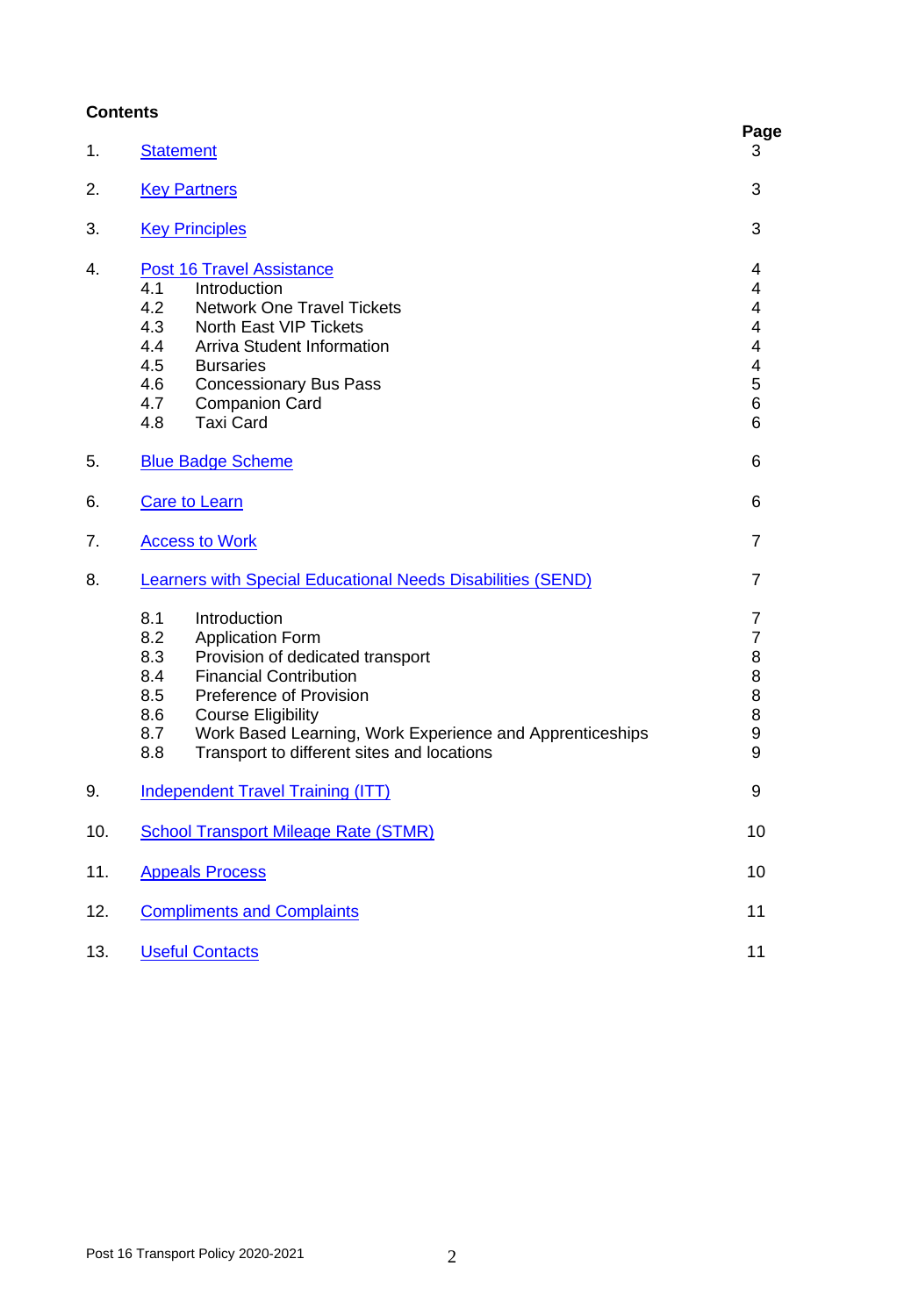**Contents**

| | | Page |
|---|---|---|
| 1. | Statement | 3 |
| 2. | Key Partners | 3 |
| 3. | Key Principles | 3 |
| 4. | Post 16 Travel Assistance | 4 |
| | 4.1 Introduction | 4 |
| | 4.2 Network One Travel Tickets | 4 |
| | 4.3 North East VIP Tickets | 4 |
| | 4.4 Arriva Student Information | 4 |
| | 4.5 Bursaries | 4 |
| | 4.6 Concessionary Bus Pass | 5 |
| | 4.7 Companion Card | 6 |
| | 4.8 Taxi Card | 6 |
| 5. | Blue Badge Scheme | 6 |
| 6. | Care to Learn | 6 |
| 7. | Access to Work | 7 |
| 8. | Learners with Special Educational Needs Disabilities (SEND) | 7 |
| | 8.1 Introduction | 7 |
| | 8.2 Application Form | 7 |
| | 8.3 Provision of dedicated transport | 8 |
| | 8.4 Financial Contribution | 8 |
| | 8.5 Preference of Provision | 8 |
| | 8.6 Course Eligibility | 8 |
| | 8.7 Work Based Learning, Work Experience and Apprenticeships | 9 |
| | 8.8 Transport to different sites and locations | 9 |
| 9. | Independent Travel Training (ITT) | 9 |
| 10. | School Transport Mileage Rate (STMR) | 10 |
| 11. | Appeals Process | 10 |
| 12. | Compliments and Complaints | 11 |
| 13. | Useful Contacts | 11 |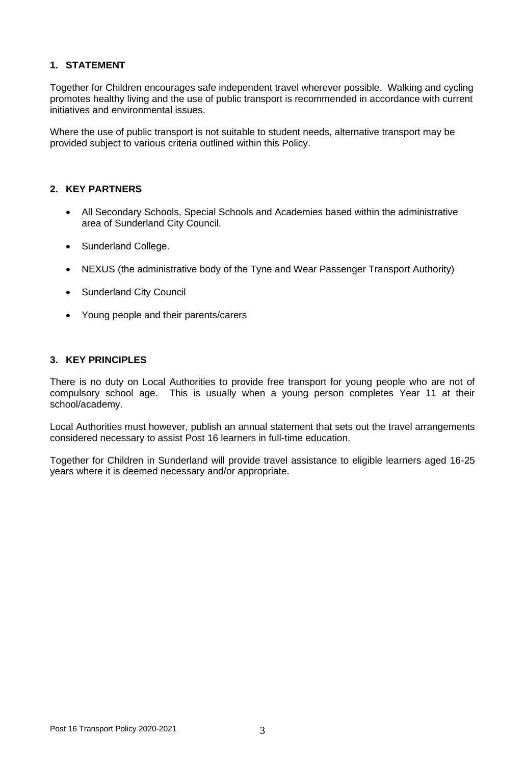## 1. STATEMENT

Together for Children encourages safe independent travel wherever possible. Walking and cycling promotes healthy living and the use of public transport is recommended in accordance with current initiatives and environmental issues.

Where the use of public transport is not suitable to student needs, alternative transport may be provided subject to various criteria outlined within this Policy.

## 2. KEY PARTNERS

- All Secondary Schools, Special Schools and Academies based within the administrative area of Sunderland City Council.
- Sunderland College.
- NEXUS (the administrative body of the Tyne and Wear Passenger Transport Authority)
- Sunderland City Council
- Young people and their parents/carers

## 3. KEY PRINCIPLES

There is no duty on Local Authorities to provide free transport for young people who are not of compulsory school age. This is usually when a young person completes Year 11 at their school/academy.

Local Authorities must however, publish an annual statement that sets out the travel arrangements considered necessary to assist Post 16 learners in full-time education.

Together for Children in Sunderland will provide travel assistance to eligible learners aged 16-25 years where it is deemed necessary and/or appropriate.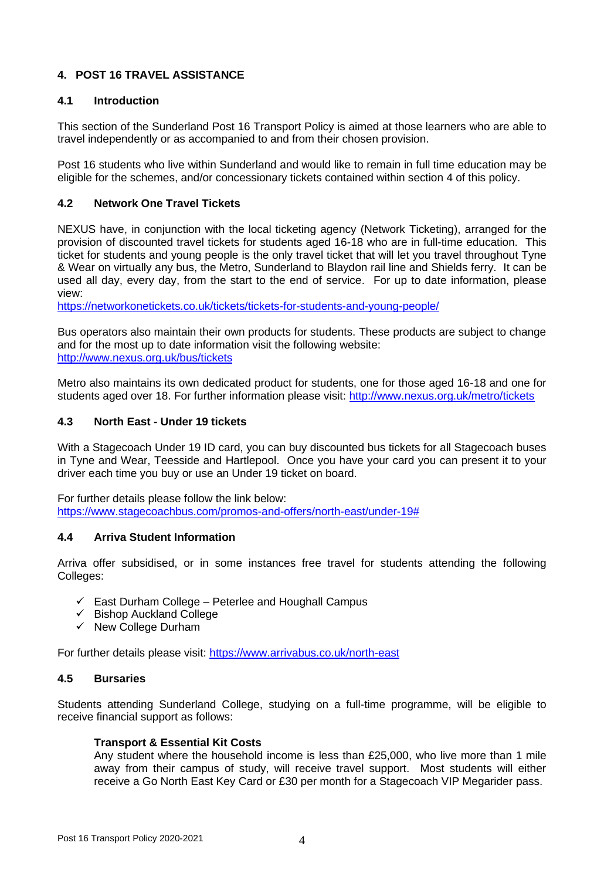## 4. POST 16 TRAVEL ASSISTANCE

### 4.1 Introduction

This section of the Sunderland Post 16 Transport Policy is aimed at those learners who are able to travel independently or as accompanied to and from their chosen provision.

Post 16 students who live within Sunderland and would like to remain in full time education may be eligible for the schemes, and/or concessionary tickets contained within section 4 of this policy.

### 4.2 Network One Travel Tickets

NEXUS have, in conjunction with the local ticketing agency (Network Ticketing), arranged for the provision of discounted travel tickets for students aged 16-18 who are in full-time education. This ticket for students and young people is the only travel ticket that will let you travel throughout Tyne & Wear on virtually any bus, the Metro, Sunderland to Blaydon rail line and Shields ferry. It can be used all day, every day, from the start to the end of service. For up to date information, please view:
https://networkonetickets.co.uk/tickets/tickets-for-students-and-young-people/

Bus operators also maintain their own products for students. These products are subject to change and for the most up to date information visit the following website:
http://www.nexus.org.uk/bus/tickets

Metro also maintains its own dedicated product for students, one for those aged 16-18 and one for students aged over 18. For further information please visit: http://www.nexus.org.uk/metro/tickets

### 4.3 North East - Under 19 tickets

With a Stagecoach Under 19 ID card, you can buy discounted bus tickets for all Stagecoach buses in Tyne and Wear, Teesside and Hartlepool. Once you have your card you can present it to your driver each time you buy or use an Under 19 ticket on board.

For further details please follow the link below:
https://www.stagecoachbus.com/promos-and-offers/north-east/under-19#

### 4.4 Arriva Student Information

Arriva offer subsidised, or in some instances free travel for students attending the following Colleges:

- ✓ East Durham College – Peterlee and Houghall Campus
- ✓ Bishop Auckland College
- ✓ New College Durham

For further details please visit: https://www.arrivabus.co.uk/north-east

### 4.5 Bursaries

Students attending Sunderland College, studying on a full-time programme, will be eligible to receive financial support as follows:

**Transport & Essential Kit Costs**
Any student where the household income is less than £25,000, who live more than 1 mile away from their campus of study, will receive travel support. Most students will either receive a Go North East Key Card or £30 per month for a Stagecoach VIP Megarider pass.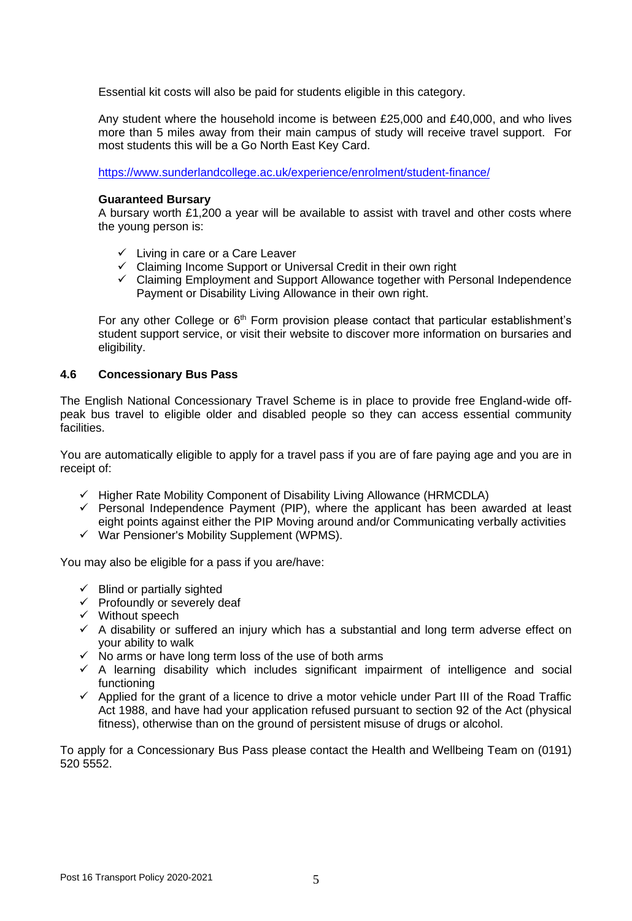Essential kit costs will also be paid for students eligible in this category.

Any student where the household income is between £25,000 and £40,000, and who lives more than 5 miles away from their main campus of study will receive travel support. For most students this will be a Go North East Key Card.

https://www.sunderlandcollege.ac.uk/experience/enrolment/student-finance/

**Guaranteed Bursary**
A bursary worth £1,200 a year will be available to assist with travel and other costs where the young person is:

- ✓ Living in care or a Care Leaver
- ✓ Claiming Income Support or Universal Credit in their own right
- ✓ Claiming Employment and Support Allowance together with Personal Independence Payment or Disability Living Allowance in their own right.

For any other College or 6th Form provision please contact that particular establishment's student support service, or visit their website to discover more information on bursaries and eligibility.

### 4.6 Concessionary Bus Pass

The English National Concessionary Travel Scheme is in place to provide free England-wide off-peak bus travel to eligible older and disabled people so they can access essential community facilities.

You are automatically eligible to apply for a travel pass if you are of fare paying age and you are in receipt of:

- ✓ Higher Rate Mobility Component of Disability Living Allowance (HRMCDLA)
- ✓ Personal Independence Payment (PIP), where the applicant has been awarded at least eight points against either the PIP Moving around and/or Communicating verbally activities
- ✓ War Pensioner's Mobility Supplement (WPMS).

You may also be eligible for a pass if you are/have:

- ✓ Blind or partially sighted
- ✓ Profoundly or severely deaf
- ✓ Without speech
- ✓ A disability or suffered an injury which has a substantial and long term adverse effect on your ability to walk
- ✓ No arms or have long term loss of the use of both arms
- ✓ A learning disability which includes significant impairment of intelligence and social functioning
- ✓ Applied for the grant of a licence to drive a motor vehicle under Part III of the Road Traffic Act 1988, and have had your application refused pursuant to section 92 of the Act (physical fitness), otherwise than on the ground of persistent misuse of drugs or alcohol.

To apply for a Concessionary Bus Pass please contact the Health and Wellbeing Team on (0191) 520 5552.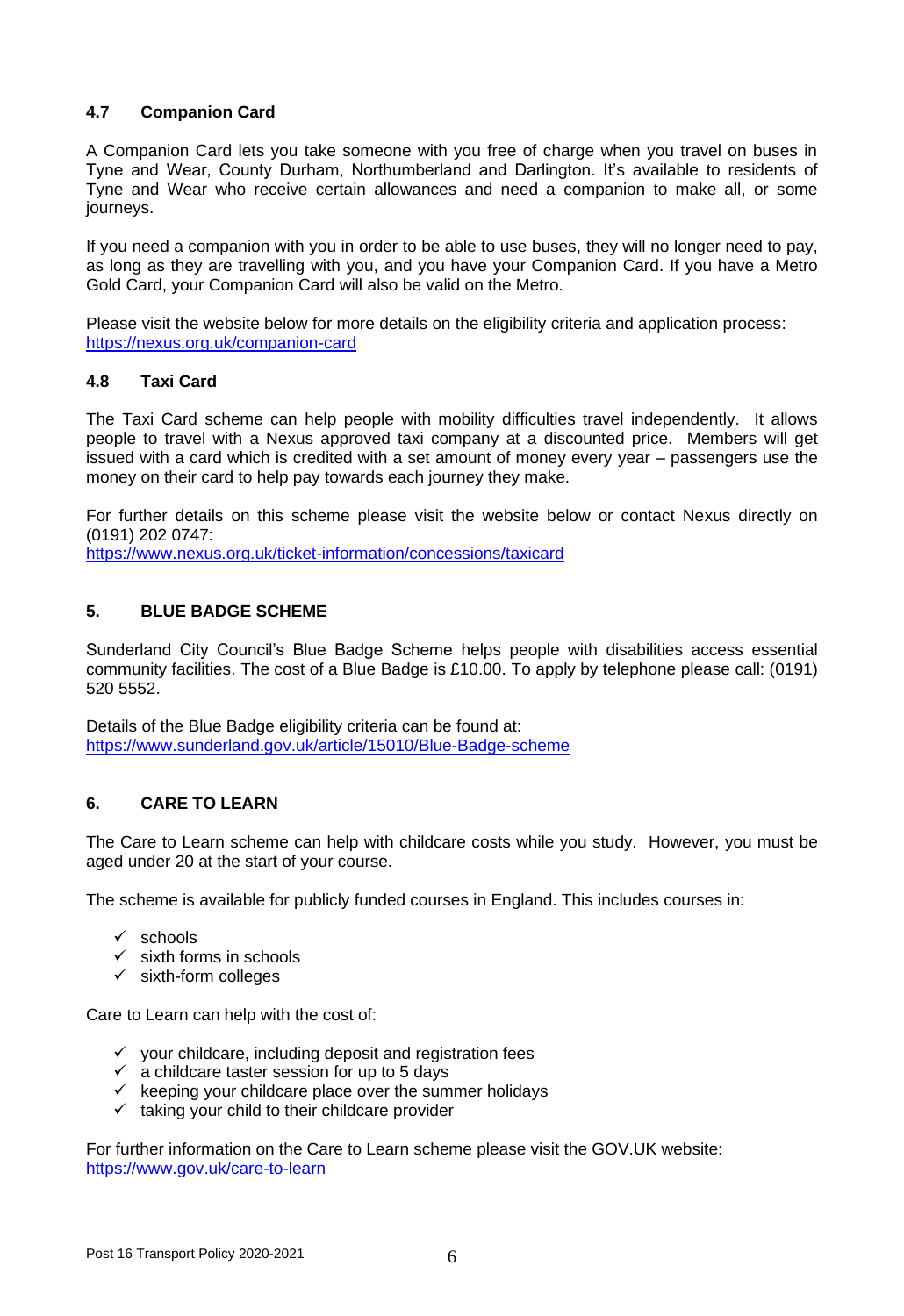### 4.7 Companion Card

A Companion Card lets you take someone with you free of charge when you travel on buses in Tyne and Wear, County Durham, Northumberland and Darlington. It's available to residents of Tyne and Wear who receive certain allowances and need a companion to make all, or some journeys.

If you need a companion with you in order to be able to use buses, they will no longer need to pay, as long as they are travelling with you, and you have your Companion Card. If you have a Metro Gold Card, your Companion Card will also be valid on the Metro.

Please visit the website below for more details on the eligibility criteria and application process:
https://nexus.org.uk/companion-card

### 4.8 Taxi Card

The Taxi Card scheme can help people with mobility difficulties travel independently. It allows people to travel with a Nexus approved taxi company at a discounted price. Members will get issued with a card which is credited with a set amount of money every year – passengers use the money on their card to help pay towards each journey they make.

For further details on this scheme please visit the website below or contact Nexus directly on (0191) 202 0747:
https://www.nexus.org.uk/ticket-information/concessions/taxicard

## 5. BLUE BADGE SCHEME

Sunderland City Council's Blue Badge Scheme helps people with disabilities access essential community facilities. The cost of a Blue Badge is £10.00. To apply by telephone please call: (0191) 520 5552.

Details of the Blue Badge eligibility criteria can be found at:
https://www.sunderland.gov.uk/article/15010/Blue-Badge-scheme

## 6. CARE TO LEARN

The Care to Learn scheme can help with childcare costs while you study. However, you must be aged under 20 at the start of your course.

The scheme is available for publicly funded courses in England. This includes courses in:

- ✓ schools
- ✓ sixth forms in schools
- ✓ sixth-form colleges

Care to Learn can help with the cost of:

- ✓ your childcare, including deposit and registration fees
- ✓ a childcare taster session for up to 5 days
- ✓ keeping your childcare place over the summer holidays
- ✓ taking your child to their childcare provider

For further information on the Care to Learn scheme please visit the GOV.UK website:
https://www.gov.uk/care-to-learn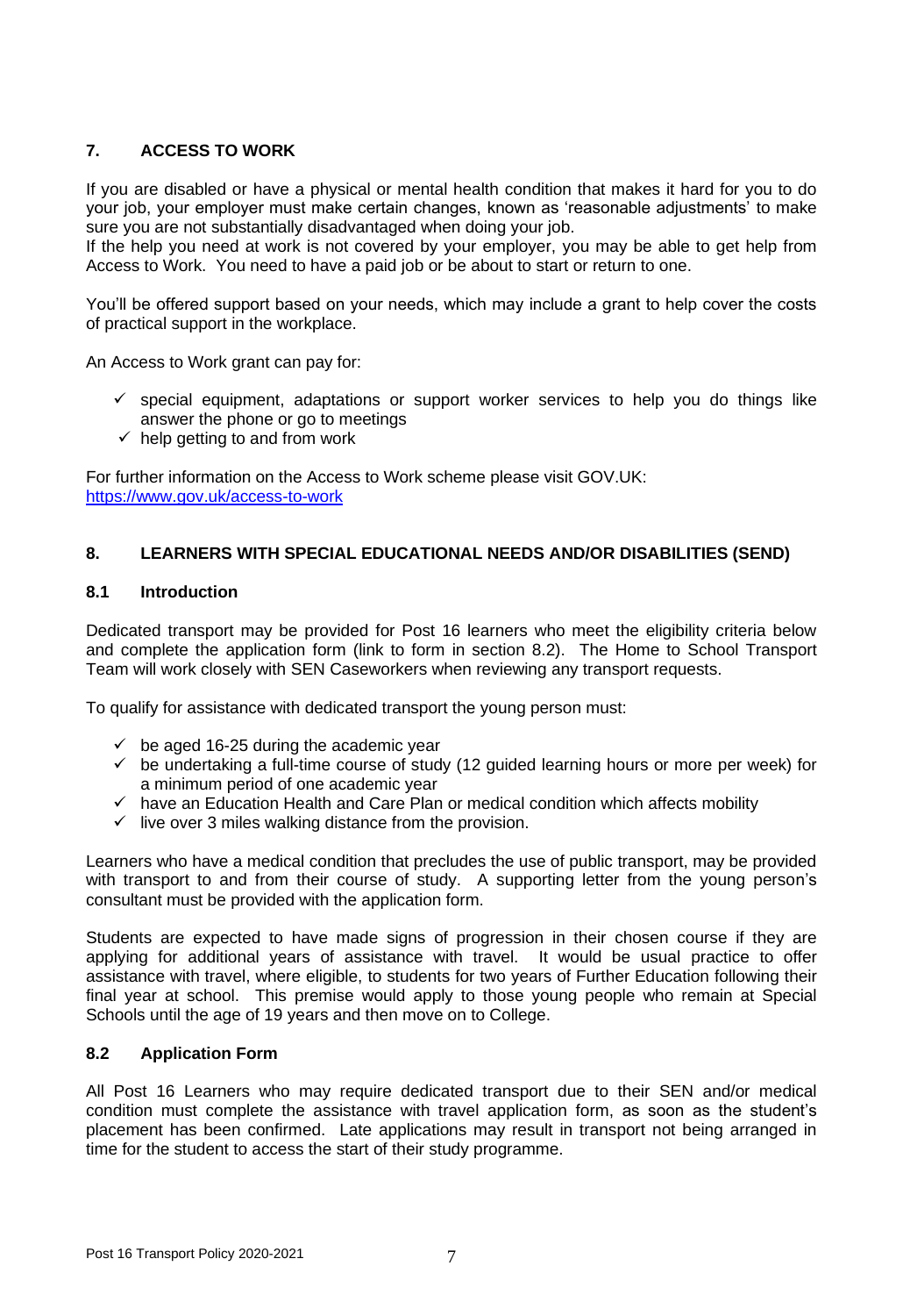## 7. ACCESS TO WORK

If you are disabled or have a physical or mental health condition that makes it hard for you to do your job, your employer must make certain changes, known as 'reasonable adjustments' to make sure you are not substantially disadvantaged when doing your job.
If the help you need at work is not covered by your employer, you may be able to get help from Access to Work. You need to have a paid job or be about to start or return to one.

You'll be offered support based on your needs, which may include a grant to help cover the costs of practical support in the workplace.

An Access to Work grant can pay for:

- ✓ special equipment, adaptations or support worker services to help you do things like answer the phone or go to meetings
- ✓ help getting to and from work

For further information on the Access to Work scheme please visit GOV.UK:
https://www.gov.uk/access-to-work

## 8. LEARNERS WITH SPECIAL EDUCATIONAL NEEDS AND/OR DISABILITIES (SEND)

### 8.1 Introduction

Dedicated transport may be provided for Post 16 learners who meet the eligibility criteria below and complete the application form (link to form in section 8.2). The Home to School Transport Team will work closely with SEN Caseworkers when reviewing any transport requests.

To qualify for assistance with dedicated transport the young person must:

- ✓ be aged 16-25 during the academic year
- ✓ be undertaking a full-time course of study (12 guided learning hours or more per week) for a minimum period of one academic year
- ✓ have an Education Health and Care Plan or medical condition which affects mobility
- ✓ live over 3 miles walking distance from the provision.

Learners who have a medical condition that precludes the use of public transport, may be provided with transport to and from their course of study. A supporting letter from the young person's consultant must be provided with the application form.

Students are expected to have made signs of progression in their chosen course if they are applying for additional years of assistance with travel. It would be usual practice to offer assistance with travel, where eligible, to students for two years of Further Education following their final year at school. This premise would apply to those young people who remain at Special Schools until the age of 19 years and then move on to College.

### 8.2 Application Form

All Post 16 Learners who may require dedicated transport due to their SEN and/or medical condition must complete the assistance with travel application form, as soon as the student's placement has been confirmed. Late applications may result in transport not being arranged in time for the student to access the start of their study programme.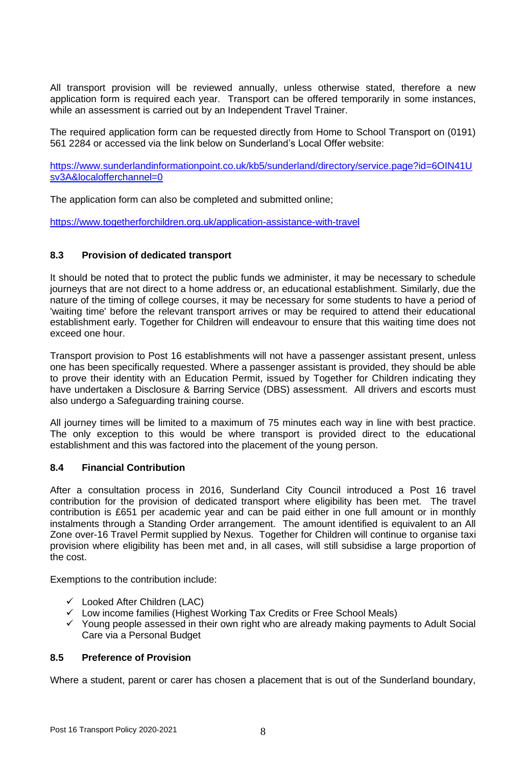All transport provision will be reviewed annually, unless otherwise stated, therefore a new application form is required each year. Transport can be offered temporarily in some instances, while an assessment is carried out by an Independent Travel Trainer.

The required application form can be requested directly from Home to School Transport on (0191) 561 2284 or accessed via the link below on Sunderland's Local Offer website:

https://www.sunderlandinformationpoint.co.uk/kb5/sunderland/directory/service.page?id=6OIN41Usv3A&localofferchannel=0

The application form can also be completed and submitted online;

https://www.togetherforchildren.org.uk/application-assistance-with-travel

### 8.3 Provision of dedicated transport

It should be noted that to protect the public funds we administer, it may be necessary to schedule journeys that are not direct to a home address or, an educational establishment. Similarly, due the nature of the timing of college courses, it may be necessary for some students to have a period of 'waiting time' before the relevant transport arrives or may be required to attend their educational establishment early. Together for Children will endeavour to ensure that this waiting time does not exceed one hour.

Transport provision to Post 16 establishments will not have a passenger assistant present, unless one has been specifically requested. Where a passenger assistant is provided, they should be able to prove their identity with an Education Permit, issued by Together for Children indicating they have undertaken a Disclosure & Barring Service (DBS) assessment. All drivers and escorts must also undergo a Safeguarding training course.

All journey times will be limited to a maximum of 75 minutes each way in line with best practice. The only exception to this would be where transport is provided direct to the educational establishment and this was factored into the placement of the young person.

### 8.4 Financial Contribution

After a consultation process in 2016, Sunderland City Council introduced a Post 16 travel contribution for the provision of dedicated transport where eligibility has been met. The travel contribution is £651 per academic year and can be paid either in one full amount or in monthly instalments through a Standing Order arrangement. The amount identified is equivalent to an All Zone over-16 Travel Permit supplied by Nexus. Together for Children will continue to organise taxi provision where eligibility has been met and, in all cases, will still subsidise a large proportion of the cost.

Exemptions to the contribution include:

- ✓ Looked After Children (LAC)
- ✓ Low income families (Highest Working Tax Credits or Free School Meals)
- ✓ Young people assessed in their own right who are already making payments to Adult Social Care via a Personal Budget

### 8.5 Preference of Provision

Where a student, parent or carer has chosen a placement that is out of the Sunderland boundary,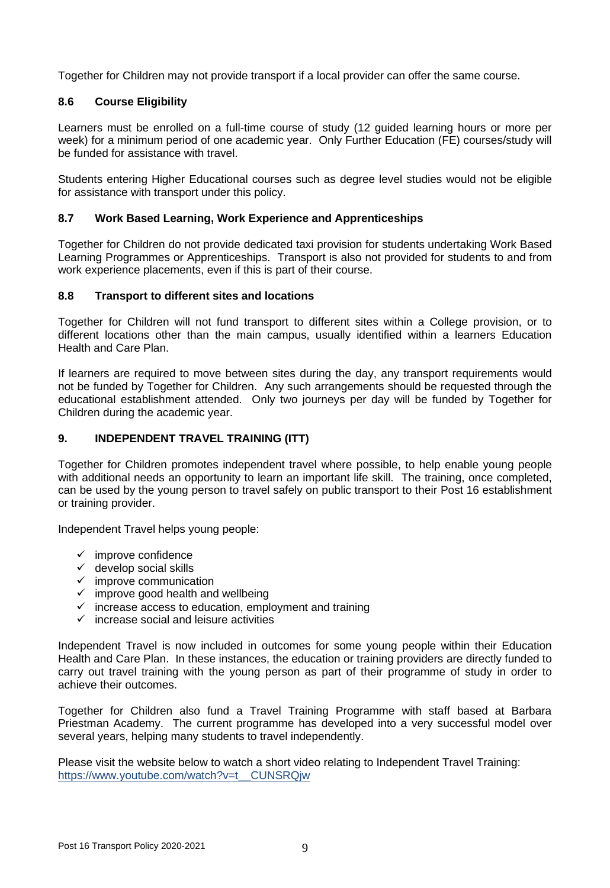Together for Children may not provide transport if a local provider can offer the same course.

### 8.6 Course Eligibility

Learners must be enrolled on a full-time course of study (12 guided learning hours or more per week) for a minimum period of one academic year. Only Further Education (FE) courses/study will be funded for assistance with travel.

Students entering Higher Educational courses such as degree level studies would not be eligible for assistance with transport under this policy.

### 8.7 Work Based Learning, Work Experience and Apprenticeships

Together for Children do not provide dedicated taxi provision for students undertaking Work Based Learning Programmes or Apprenticeships. Transport is also not provided for students to and from work experience placements, even if this is part of their course.

### 8.8 Transport to different sites and locations

Together for Children will not fund transport to different sites within a College provision, or to different locations other than the main campus, usually identified within a learners Education Health and Care Plan.

If learners are required to move between sites during the day, any transport requirements would not be funded by Together for Children. Any such arrangements should be requested through the educational establishment attended. Only two journeys per day will be funded by Together for Children during the academic year.

## 9. INDEPENDENT TRAVEL TRAINING (ITT)

Together for Children promotes independent travel where possible, to help enable young people with additional needs an opportunity to learn an important life skill. The training, once completed, can be used by the young person to travel safely on public transport to their Post 16 establishment or training provider.

Independent Travel helps young people:

- ✓ improve confidence
- ✓ develop social skills
- ✓ improve communication
- ✓ improve good health and wellbeing
- ✓ increase access to education, employment and training
- ✓ increase social and leisure activities

Independent Travel is now included in outcomes for some young people within their Education Health and Care Plan. In these instances, the education or training providers are directly funded to carry out travel training with the young person as part of their programme of study in order to achieve their outcomes.

Together for Children also fund a Travel Training Programme with staff based at Barbara Priestman Academy. The current programme has developed into a very successful model over several years, helping many students to travel independently.

Please visit the website below to watch a short video relating to Independent Travel Training:
https://www.youtube.com/watch?v=t__CUNSRQjw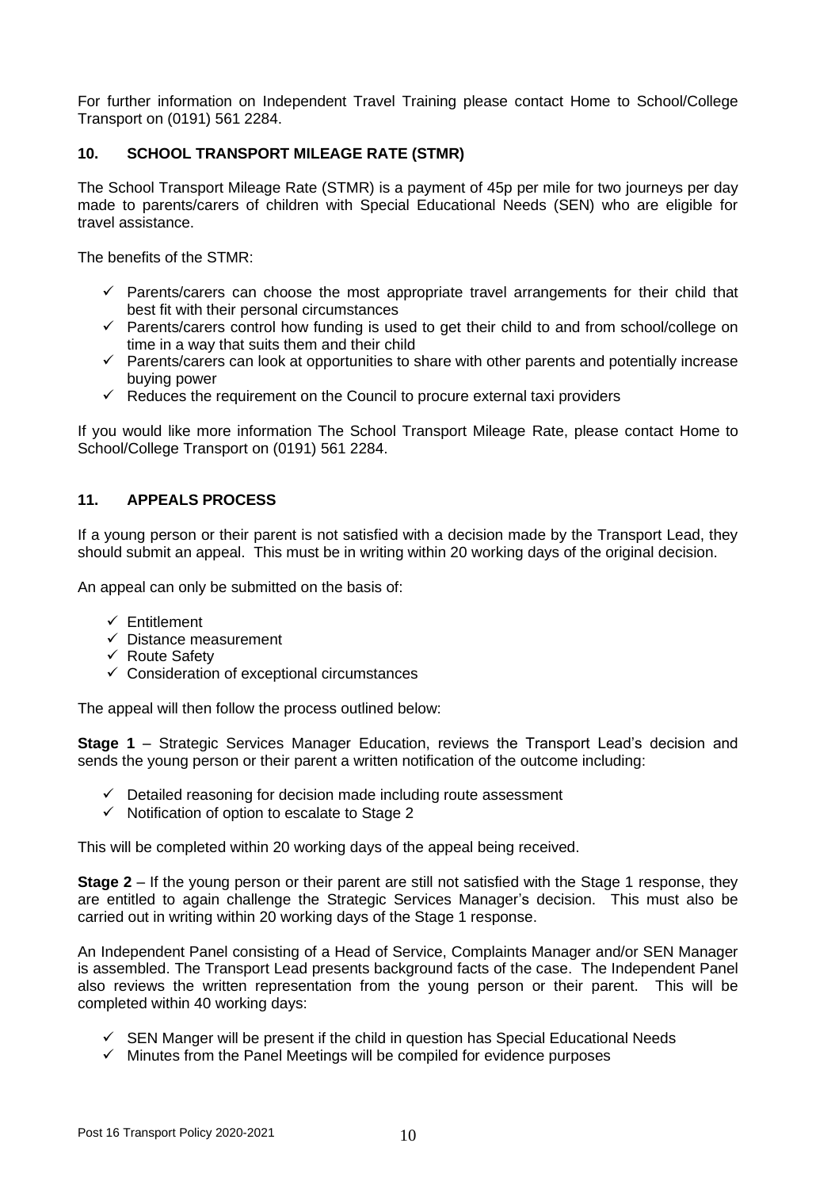For further information on Independent Travel Training please contact Home to School/College Transport on (0191) 561 2284.

## 10. SCHOOL TRANSPORT MILEAGE RATE (STMR)

The School Transport Mileage Rate (STMR) is a payment of 45p per mile for two journeys per day made to parents/carers of children with Special Educational Needs (SEN) who are eligible for travel assistance.

The benefits of the STMR:

- ✓ Parents/carers can choose the most appropriate travel arrangements for their child that best fit with their personal circumstances
- ✓ Parents/carers control how funding is used to get their child to and from school/college on time in a way that suits them and their child
- ✓ Parents/carers can look at opportunities to share with other parents and potentially increase buying power
- ✓ Reduces the requirement on the Council to procure external taxi providers

If you would like more information The School Transport Mileage Rate, please contact Home to School/College Transport on (0191) 561 2284.

## 11. APPEALS PROCESS

If a young person or their parent is not satisfied with a decision made by the Transport Lead, they should submit an appeal. This must be in writing within 20 working days of the original decision.

An appeal can only be submitted on the basis of:

- ✓ Entitlement
- ✓ Distance measurement
- ✓ Route Safety
- ✓ Consideration of exceptional circumstances

The appeal will then follow the process outlined below:

**Stage 1** – Strategic Services Manager Education, reviews the Transport Lead's decision and sends the young person or their parent a written notification of the outcome including:

- ✓ Detailed reasoning for decision made including route assessment
- ✓ Notification of option to escalate to Stage 2

This will be completed within 20 working days of the appeal being received.

**Stage 2** – If the young person or their parent are still not satisfied with the Stage 1 response, they are entitled to again challenge the Strategic Services Manager's decision. This must also be carried out in writing within 20 working days of the Stage 1 response.

An Independent Panel consisting of a Head of Service, Complaints Manager and/or SEN Manager is assembled. The Transport Lead presents background facts of the case. The Independent Panel also reviews the written representation from the young person or their parent. This will be completed within 40 working days:

- ✓ SEN Manger will be present if the child in question has Special Educational Needs
- ✓ Minutes from the Panel Meetings will be compiled for evidence purposes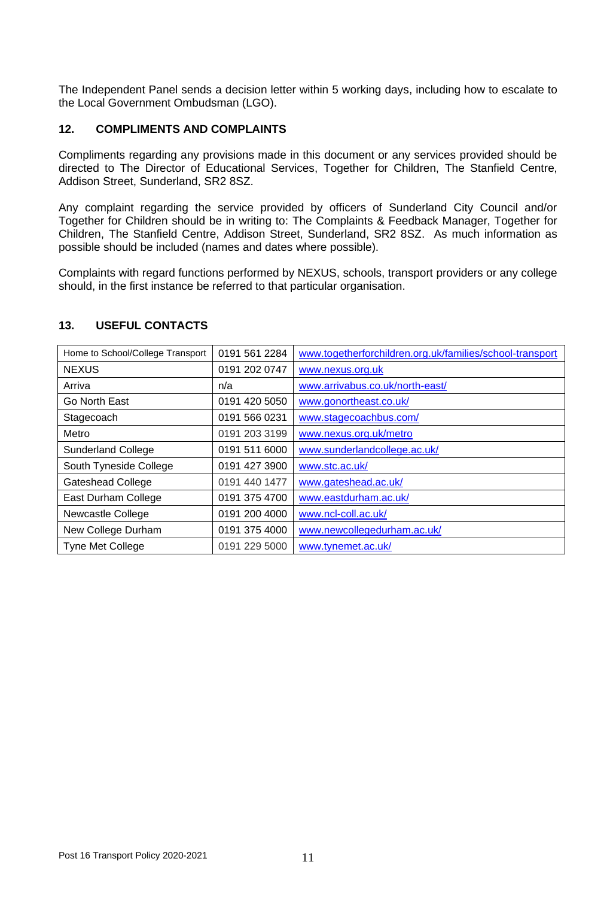The Independent Panel sends a decision letter within 5 working days, including how to escalate to the Local Government Ombudsman (LGO).

## 12. COMPLIMENTS AND COMPLAINTS

Compliments regarding any provisions made in this document or any services provided should be directed to The Director of Educational Services, Together for Children, The Stanfield Centre, Addison Street, Sunderland, SR2 8SZ.

Any complaint regarding the service provided by officers of Sunderland City Council and/or Together for Children should be in writing to: The Complaints & Feedback Manager, Together for Children, The Stanfield Centre, Addison Street, Sunderland, SR2 8SZ. As much information as possible should be included (names and dates where possible).

Complaints with regard functions performed by NEXUS, schools, transport providers or any college should, in the first instance be referred to that particular organisation.

## 13. USEFUL CONTACTS

| | | |
|---|---|---|
| Home to School/College Transport | 0191 561 2284 | www.togetherforchildren.org.uk/families/school-transport |
| NEXUS | 0191 202 0747 | www.nexus.org.uk |
| Arriva | n/a | www.arrivabus.co.uk/north-east/ |
| Go North East | 0191 420 5050 | www.gonortheast.co.uk/ |
| Stagecoach | 0191 566 0231 | www.stagecoachbus.com/ |
| Metro | 0191 203 3199 | www.nexus.org.uk/metro |
| Sunderland College | 0191 511 6000 | www.sunderlandcollege.ac.uk/ |
| South Tyneside College | 0191 427 3900 | www.stc.ac.uk/ |
| Gateshead College | 0191 440 1477 | www.gateshead.ac.uk/ |
| East Durham College | 0191 375 4700 | www.eastdurham.ac.uk/ |
| Newcastle College | 0191 200 4000 | www.ncl-coll.ac.uk/ |
| New College Durham | 0191 375 4000 | www.newcollegedurham.ac.uk/ |
| Tyne Met College | 0191 229 5000 | www.tynemet.ac.uk/ |